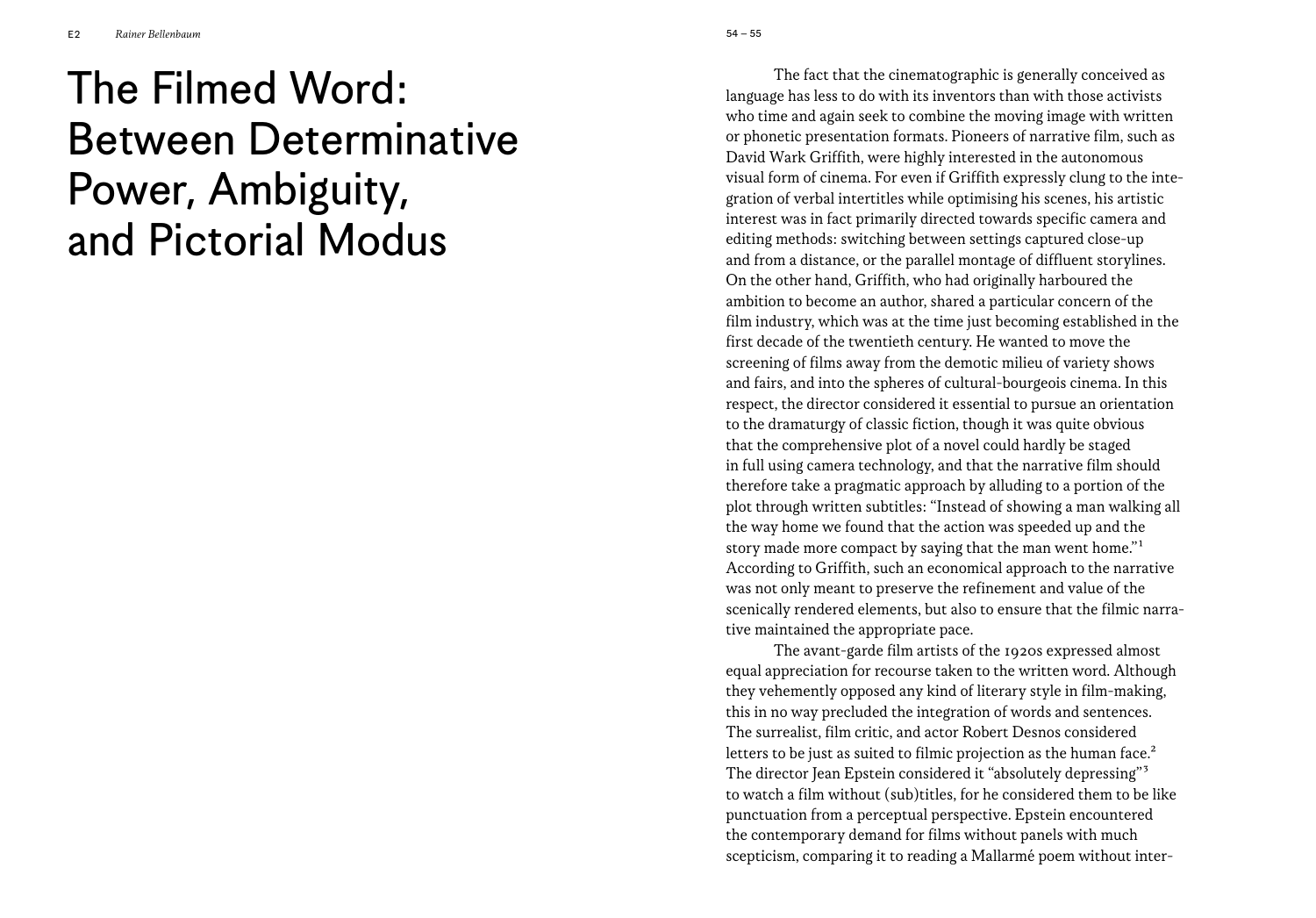# The Filmed Word: Between Determinative Power, Ambiguity, and Pictorial Modus

The fact that the cinematographic is generally conceived as language has less to do with its inventors than with those activists who time and again seek to combine the moving image with written or phonetic presentation formats. Pioneers of narrative film, such as David Wark Griffith, were highly interested in the autonomous visual form of cinema. For even if Griffith expressly clung to the integration of verbal intertitles while optimising his scenes, his artistic interest was in fact primarily directed towards specific camera and editing methods: switching between settings captured close-up and from a distance, or the parallel montage of diffluent storylines. On the other hand, Griffith, who had originally harboured the ambition to become an author, shared a particular concern of the film industry, which was at the time just becoming established in the first decade of the twentieth century. He wanted to move the screening of films away from the demotic milieu of variety shows and fairs, and into the spheres of cultural-bourgeois cinema. In this respect, the director considered it essential to pursue an orientation to the dramaturgy of classic fiction, though it was quite obvious that the comprehensive plot of a novel could hardly be staged in full using camera technology, and that the narrative film should therefore take a pragmatic approach by alluding to a portion of the plot through written subtitles: "Instead of showing a man walking all the way home we found that the action was speeded up and the story made more compact by saying that the man went home."[1] According to Griffith, such an economical approach to the narrative was not only meant to preserve the refinement and value of the scenically rendered elements, but also to ensure that the filmic narrative maintained the appropriate pace.

The avant-garde film artists of the 1920s expressed almost equal appreciation for recourse taken to the written word. Although they vehemently opposed any kind of literary style in film-making, this in no way precluded the integration of words and sentences. The surrealist, film critic, and actor Robert Desnos considered letters to be just as suited to filmic projection as the human face.[2] The director Jean Epstein considered it "absolutely depressing"[3] to watch a film without (sub)titles, for he considered them to be like punctuation from a perceptual perspective. Epstein encountered the contemporary demand for films without panels with much scepticism, comparing it to reading a Mallarmé poem without inter-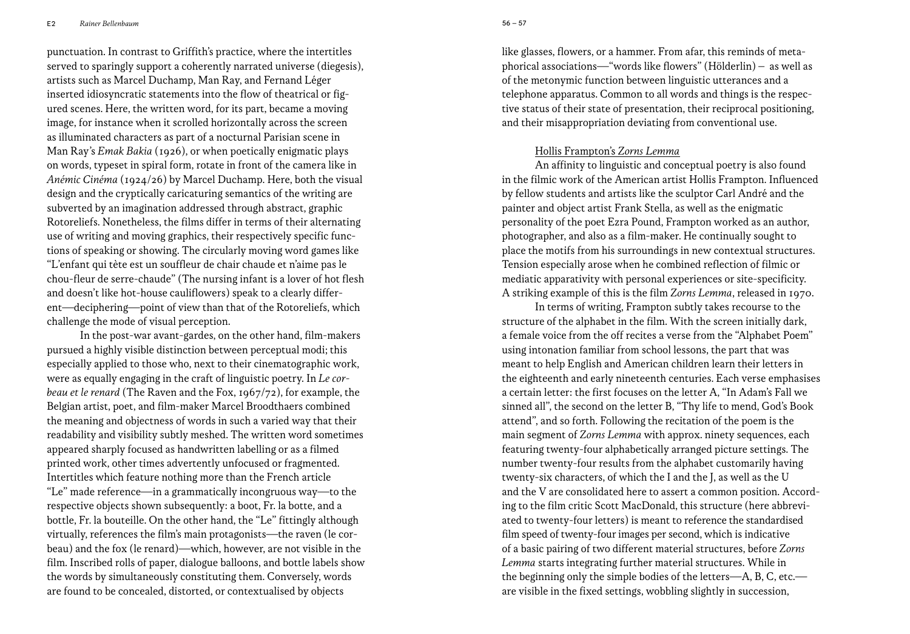punctuation. In contrast to Griffith's practice, where the intertitles served to sparingly support a coherently narrated universe (diegesis), artists such as Marcel Duchamp, Man Ray, and Fernand Léger inserted idiosyncratic statements into the flow of theatrical or figured scenes. Here, the written word, for its part, became a moving image, for instance when it scrolled horizontally across the screen as illuminated characters as part of a nocturnal Parisian scene in Man Ray's *Emak Bakia* (1926), or when poetically enigmatic plays on words, typeset in spiral form, rotate in front of the camera like in *Anémic Cinéma* (1924/26) by Marcel Duchamp. Here, both the visual design and the cryptically caricaturing semantics of the writing are subverted by an imagination addressed through abstract, graphic Rotoreliefs. Nonetheless, the films differ in terms of their alternating use of writing and moving graphics, their respectively specific functions of speaking or showing. The circularly moving word games like "L'enfant qui tète est un souffleur de chair chaude et n'aime pas le chou-fleur de serre-chaude" (The nursing infant is a lover of hot flesh and doesn't like hot-house cauliflowers) speak to a clearly different—deciphering—point of view than that of the Rotoreliefs, which challenge the mode of visual perception.

In the post-war avant-gardes, on the other hand, film-makers pursued a highly visible distinction between perceptual modi; this especially applied to those who, next to their cinematographic work, were as equally engaging in the craft of linguistic poetry. In *Le corbeau et le renard* (The Raven and the Fox, 1967/72), for example, the Belgian artist, poet, and film-maker Marcel Broodthaers combined the meaning and objectness of words in such a varied way that their readability and visibility subtly meshed. The written word sometimes appeared sharply focused as handwritten labelling or as a filmed printed work, other times advertently unfocused or fragmented. Intertitles which feature nothing more than the French article "Le" made reference—in a grammatically incongruous way—to the respective objects shown subsequently: a boot, Fr. la botte, and a bottle, Fr. la bouteille. On the other hand, the "Le" fittingly although virtually, references the film's main protagonists—the raven (le corbeau) and the fox (le renard)—which, however, are not visible in the film. Inscribed rolls of paper, dialogue balloons, and bottle labels show the words by simultaneously constituting them. Conversely, words are found to be concealed, distorted, or contextualised by objects like glasses, flowers, or a hammer. From afar, this reminds of metaphorical associations—"words like flowers" (Hölderlin) – as well as of the metonymic function between linguistic utterances and a telephone apparatus. Common to all words and things is the respective status of their state of presentation, their reciprocal positioning, and their misappropriation deviating from conventional use.

### Hollis Frampton's *Zorns Lemma*

An affinity to linguistic and conceptual poetry is also found in the filmic work of the American artist Hollis Frampton. Influenced by fellow students and artists like the sculptor Carl André and the painter and object artist Frank Stella, as well as the enigmatic personality of the poet Ezra Pound, Frampton worked as an author, photographer, and also as a film-maker. He continually sought to place the motifs from his surroundings in new contextual structures. Tension especially arose when he combined reflection of filmic or mediatic apparativity with personal experiences or site-specificity. A striking example of this is the film *Zorns Lemma*, released in 1970.

In terms of writing, Frampton subtly takes recourse to the structure of the alphabet in the film. With the screen initially dark, a female voice from the off recites a verse from the "Alphabet Poem" using intonation familiar from school lessons, the part that was meant to help English and American children learn their letters in the eighteenth and early nineteenth centuries. Each verse emphasises a certain letter: the first focuses on the letter A, "In Adam's Fall we sinned all", the second on the letter B, "Thy life to mend, God's Book attend", and so forth. Following the recitation of the poem is the main segment of *Zorns Lemma* with approx. ninety sequences, each featuring twenty-four alphabetically arranged picture settings. The number twenty-four results from the alphabet customarily having twenty-six characters, of which the I and the J, as well as the U and the V are consolidated here to assert a common position. According to the film critic Scott MacDonald, this structure (here abbreviated to twenty-four letters) is meant to reference the standardised film speed of twenty-four images per second, which is indicative of a basic pairing of two different material structures, before *Zorns Lemma* starts integrating further material structures. While in the beginning only the simple bodies of the letters—A, B, C, etc.—are visible in the fixed settings, wobbling slightly in succession,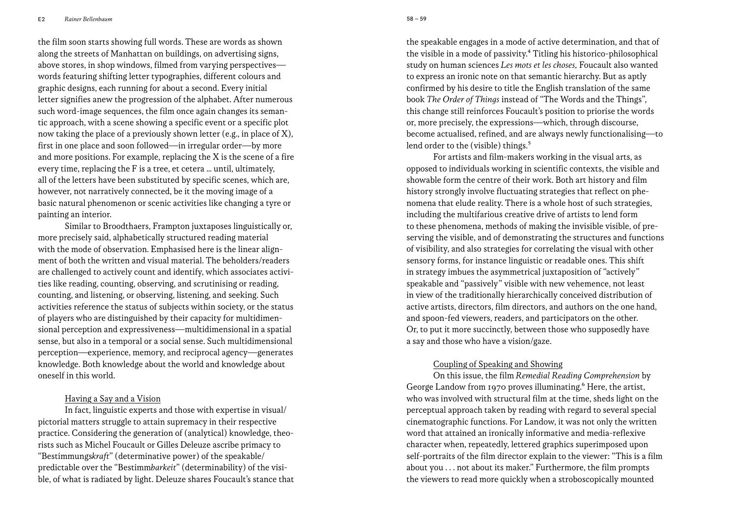the film soon starts showing full words. These are words as shown along the streets of Manhattan on buildings, on advertising signs, above stores, in shop windows, filmed from varying perspectives—words featuring shifting letter typographies, different colours and graphic designs, each running for about a second. Every initial letter signifies anew the progression of the alphabet. After numerous such word-image sequences, the film once again changes its semantic approach, with a scene showing a specific event or a specific plot now taking the place of a previously shown letter (e.g., in place of X), first in one place and soon followed—in irregular order—by more and more positions. For example, replacing the X is the scene of a fire every time, replacing the F is a tree, et cetera … until, ultimately, all of the letters have been substituted by specific scenes, which are, however, not narratively connected, be it the moving image of a basic natural phenomenon or scenic activities like changing a tyre or painting an interior.

Similar to Broodthaers, Frampton juxtaposes linguistically or, more precisely said, alphabetically structured reading material with the mode of observation. Emphasised here is the linear alignment of both the written and visual material. The beholders/readers are challenged to actively count and identify, which associates activities like reading, counting, observing, and scrutinising or reading, counting, and listening, or observing, listening, and seeking. Such activities reference the status of subjects within society, or the status of players who are distinguished by their capacity for multidimensional perception and expressiveness—multidimensional in a spatial sense, but also in a temporal or a social sense. Such multidimensional perception—experience, memory, and reciprocal agency—generates knowledge. Both knowledge about the world and knowledge about oneself in this world.

## Having a Say and a Vision

In fact, linguistic experts and those with expertise in visual/pictorial matters struggle to attain supremacy in their respective practice. Considering the generation of (analytical) knowledge, theorists such as Michel Foucault or Gilles Deleuze ascribe primacy to "Bestimmungs*kraft*" (determinative power) of the speakable/predictable over the "Bestimm*barkeit*" (determinability) of the visible, of what is radiated by light. Deleuze shares Foucault's stance that the speakable engages in a mode of active determination, and that of the visible in a mode of passivity.[4] Titling his historico-philosophical study on human sciences *Les mots et les choses,* Foucault also wanted to express an ironic note on that semantic hierarchy. But as aptly confirmed by his desire to title the English translation of the same book *The Order of Things* instead of "The Words and the Things", this change still reinforces Foucault's position to priorise the words or, more precisely, the expressions—which, through discourse, become actualised, refined, and are always newly functionalising—to lend order to the (visible) things.[5]

For artists and film-makers working in the visual arts, as opposed to individuals working in scientific contexts, the visible and showable form the centre of their work. Both art history and film history strongly involve fluctuating strategies that reflect on phenomena that elude reality. There is a whole host of such strategies, including the multifarious creative drive of artists to lend form to these phenomena, methods of making the invisible visible, of preserving the visible, and of demonstrating the structures and functions of visibility, and also strategies for correlating the visual with other sensory forms, for instance linguistic or readable ones. This shift in strategy imbues the asymmetrical juxtaposition of "actively" speakable and "passively" visible with new vehemence, not least in view of the traditionally hierarchically conceived distribution of active artists, directors, film directors, and authors on the one hand, and spoon-fed viewers, readers, and participators on the other. Or, to put it more succinctly, between those who supposedly have a say and those who have a vision/gaze.

## Coupling of Speaking and Showing

On this issue, the film *Remedial Reading Comprehension* by George Landow from 1970 proves illuminating.[6] Here, the artist, who was involved with structural film at the time, sheds light on the perceptual approach taken by reading with regard to several special cinematographic functions. For Landow, it was not only the written word that attained an ironically informative and media-reflexive character when, repeatedly, lettered graphics superimposed upon self-portraits of the film director explain to the viewer: "This is a film about you . . . not about its maker." Furthermore, the film prompts the viewers to read more quickly when a stroboscopically mounted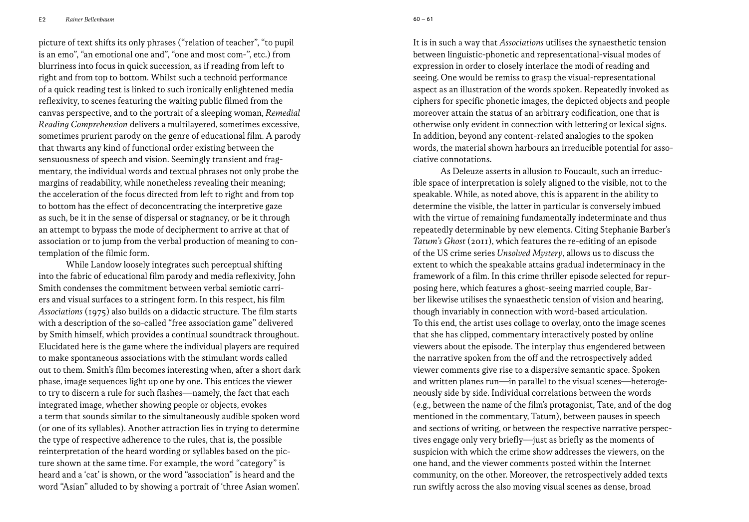picture of text shifts its only phrases ("relation of teacher", "to pupil is an emo", "an emotional one and", "one and most com-", etc.) from blurriness into focus in quick succession, as if reading from left to right and from top to bottom. Whilst such a technoid performance of a quick reading test is linked to such ironically enlightened media reflexivity, to scenes featuring the waiting public filmed from the canvas perspective, and to the portrait of a sleeping woman, *Remedial Reading Comprehension* delivers a multilayered, sometimes excessive, sometimes prurient parody on the genre of educational film. A parody that thwarts any kind of functional order existing between the sensuousness of speech and vision. Seemingly transient and fragmentary, the individual words and textual phrases not only probe the margins of readability, while nonetheless revealing their meaning; the acceleration of the focus directed from left to right and from top to bottom has the effect of deconcentrating the interpretive gaze as such, be it in the sense of dispersal or stagnancy, or be it through an attempt to bypass the mode of decipherment to arrive at that of association or to jump from the verbal production of meaning to contemplation of the filmic form.

While Landow loosely integrates such perceptual shifting into the fabric of educational film parody and media reflexivity, John Smith condenses the commitment between verbal semiotic carriers and visual surfaces to a stringent form. In this respect, his film *Associations* (1975) also builds on a didactic structure. The film starts with a description of the so-called "free association game" delivered by Smith himself, which provides a continual soundtrack throughout. Elucidated here is the game where the individual players are required to make spontaneous associations with the stimulant words called out to them. Smith's film becomes interesting when, after a short dark phase, image sequences light up one by one. This entices the viewer to try to discern a rule for such flashes—namely, the fact that each integrated image, whether showing people or objects, evokes a term that sounds similar to the simultaneously audible spoken word (or one of its syllables). Another attraction lies in trying to determine the type of respective adherence to the rules, that is, the possible reinterpretation of the heard wording or syllables based on the picture shown at the same time. For example, the word "category" is heard and a 'cat' is shown, or the word "association" is heard and the word "Asian" alluded to by showing a portrait of 'three Asian women'.

It is in such a way that *Associations* utilises the synaesthetic tension between linguistic-phonetic and representational-visual modes of expression in order to closely interlace the modi of reading and seeing. One would be remiss to grasp the visual-representational aspect as an illustration of the words spoken. Repeatedly invoked as ciphers for specific phonic images, the depicted objects and people moreover attain the status of an arbitrary codification, one that is otherwise only evident in connection with lettering or lexical signs. In addition, beyond any content-related analogies to the spoken words, the material shown harbours an irreducible potential for associative connotations.

As Deleuze asserts in allusion to Foucault, such an irreducible space of interpretation is solely aligned to the visible, not to the speakable. While, as noted above, this is apparent in the ability to determine the visible, the latter in particular is conversely imbued with the virtue of remaining fundamentally indeterminate and thus repeatedly determinable by new elements. Citing Stephanie Barber's *Tatum's Ghost* (2011), which features the re-editing of an episode of the US crime series *Unsolved Mystery*, allows us to discuss the extent to which the speakable attains gradual indeterminacy in the framework of a film. In this crime thriller episode selected for repurposing here, which features a ghost-seeing married couple, Barber likewise utilises the synaesthetic tension of vision and hearing, though invariably in connection with word-based articulation. To this end, the artist uses collage to overlay, onto the image scenes that she has clipped, commentary interactively posted by online viewers about the episode. The interplay thus engendered between the narrative spoken from the off and the retrospectively added viewer comments give rise to a dispersive semantic space. Spoken and written planes run—in parallel to the visual scenes—heterogeneously side by side. Individual correlations between the words (e.g., between the name of the film's protagonist, Tate, and of the dog mentioned in the commentary, Tatum), between pauses in speech and sections of writing, or between the respective narrative perspectives engage only very briefly—just as briefly as the moments of suspicion with which the crime show addresses the viewers, on the one hand, and the viewer comments posted within the Internet community, on the other. Moreover, the retrospectively added texts run swiftly across the also moving visual scenes as dense, broad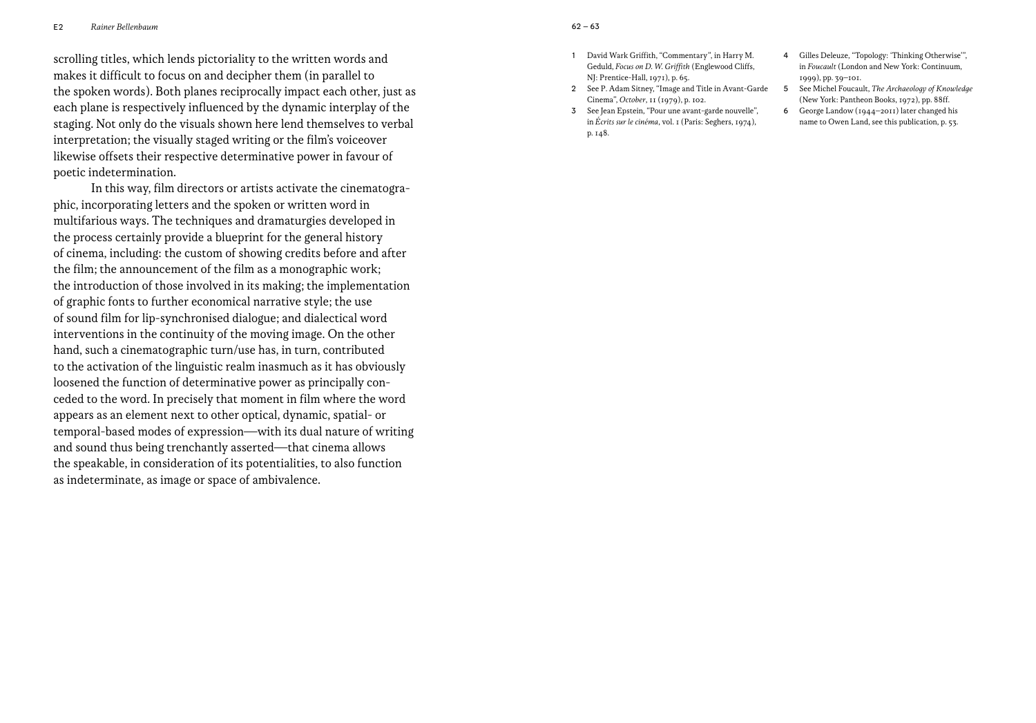scrolling titles, which lends pictoriality to the written words and makes it difficult to focus on and decipher them (in parallel to the spoken words). Both planes reciprocally impact each other, just as each plane is respectively influenced by the dynamic interplay of the staging. Not only do the visuals shown here lend themselves to verbal interpretation; the visually staged writing or the film's voiceover likewise offsets their respective determinative power in favour of poetic indetermination.

In this way, film directors or artists activate the cinematographic, incorporating letters and the spoken or written word in multifarious ways. The techniques and dramaturgies developed in the process certainly provide a blueprint for the general history of cinema, including: the custom of showing credits before and after the film; the announcement of the film as a monographic work; the introduction of those involved in its making; the implementation of graphic fonts to further economical narrative style; the use of sound film for lip-synchronised dialogue; and dialectical word interventions in the continuity of the moving image. On the other hand, such a cinematographic turn/use has, in turn, contributed to the activation of the linguistic realm inasmuch as it has obviously loosened the function of determinative power as principally conceded to the word. In precisely that moment in film where the word appears as an element next to other optical, dynamic, spatial- or temporal-based modes of expression—with its dual nature of writing and sound thus being trenchantly asserted—that cinema allows the speakable, in consideration of its potentialities, to also function as indeterminate, as image or space of ambivalence.

1. David Wark Griffith, "Commentary", in Harry M. Geduld, *Focus on D. W. Griffith* (Englewood Cliffs, NJ: Prentice-Hall, 1971), p. 65.
2. See P. Adam Sitney, "Image and Title in Avant-Garde Cinema", *October*, 11 (1979), p. 102.
3. See Jean Epstein, "Pour une avant-garde nouvelle", in *Écrits sur le cinéma*, vol. 1 (Paris: Seghers, 1974), p. 148.
4. Gilles Deleuze, "Topology: 'Thinking Otherwise'", in *Foucault* (London and New York: Continuum, 1999), pp. 39–101.
5. See Michel Foucault, *The Archaeology of Knowledge* (New York: Pantheon Books, 1972), pp. 88ff.
6. George Landow (1944–2011) later changed his name to Owen Land, see this publication, p. 53.